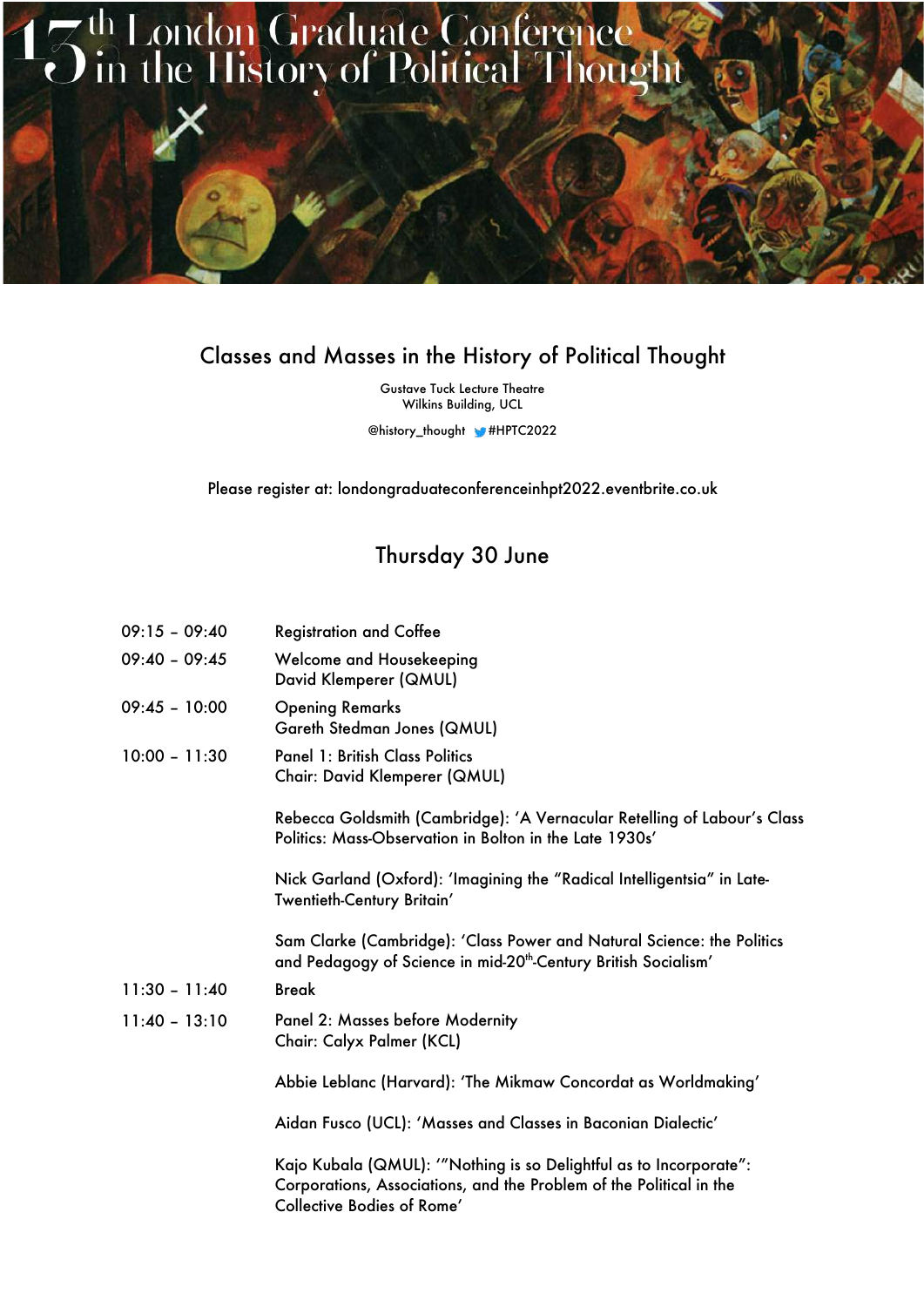# 13th London Graduate Conference in the History of Political Thought

## Classes and Masses in the History of Political Thought

Gustave Tuck Lecture Theatre
Wilkins Building, UCL

@history_thought #HPTC2022

Please register at: londongraduateconferenceinhpt2022.eventbrite.co.uk

## Thursday 30 June

| | |
|---|---|
| 09:15 – 09:40 | Registration and Coffee |
| 09:40 – 09:45 | Welcome and Housekeeping<br>David Klemperer (QMUL) |
| 09:45 – 10:00 | Opening Remarks<br>Gareth Stedman Jones (QMUL) |
| 10:00 – 11:30 | Panel 1: British Class Politics<br>Chair: David Klemperer (QMUL)<br><br>Rebecca Goldsmith (Cambridge): 'A Vernacular Retelling of Labour's Class Politics: Mass-Observation in Bolton in the Late 1930s'<br><br>Nick Garland (Oxford): 'Imagining the "Radical Intelligentsia" in Late-Twentieth-Century Britain'<br><br>Sam Clarke (Cambridge): 'Class Power and Natural Science: the Politics and Pedagogy of Science in mid-20th-Century British Socialism' |
| 11:30 – 11:40 | Break |
| 11:40 – 13:10 | Panel 2: Masses before Modernity<br>Chair: Calyx Palmer (KCL)<br><br>Abbie Leblanc (Harvard): 'The Mikmaw Concordat as Worldmaking'<br><br>Aidan Fusco (UCL): 'Masses and Classes in Baconian Dialectic'<br><br>Kajo Kubala (QMUL): '"Nothing is so Delightful as to Incorporate": Corporations, Associations, and the Problem of the Political in the Collective Bodies of Rome' |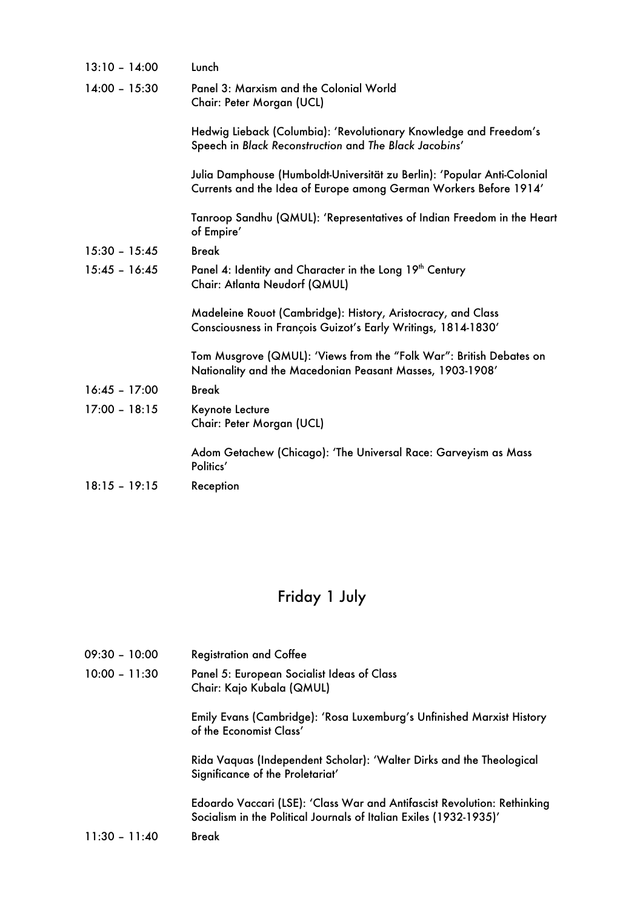13:10 – 14:00 Lunch

14:00 – 15:30 Panel 3: Marxism and the Colonial World
Chair: Peter Morgan (UCL)

Hedwig Lieback (Columbia): 'Revolutionary Knowledge and Freedom's Speech in *Black Reconstruction* and *The Black Jacobins*'

Julia Damphouse (Humboldt-Universität zu Berlin): 'Popular Anti-Colonial Currents and the Idea of Europe among German Workers Before 1914'

Tanroop Sandhu (QMUL): 'Representatives of Indian Freedom in the Heart of Empire'

15:30 – 15:45 Break

15:45 – 16:45 Panel 4: Identity and Character in the Long 19th Century
Chair: Atlanta Neudorf (QMUL)

Madeleine Rouot (Cambridge): History, Aristocracy, and Class Consciousness in François Guizot's Early Writings, 1814-1830'

Tom Musgrove (QMUL): 'Views from the "Folk War": British Debates on Nationality and the Macedonian Peasant Masses, 1903-1908'

16:45 – 17:00 Break

17:00 – 18:15 Keynote Lecture
Chair: Peter Morgan (UCL)

Adom Getachew (Chicago): 'The Universal Race: Garveyism as Mass Politics'

18:15 – 19:15 Reception

## Friday 1 July

09:30 – 10:00 Registration and Coffee

10:00 – 11:30 Panel 5: European Socialist Ideas of Class
Chair: Kajo Kubala (QMUL)

Emily Evans (Cambridge): 'Rosa Luxemburg's Unfinished Marxist History of the Economist Class'

Rida Vaquas (Independent Scholar): 'Walter Dirks and the Theological Significance of the Proletariat'

Edoardo Vaccari (LSE): 'Class War and Antifascist Revolution: Rethinking Socialism in the Political Journals of Italian Exiles (1932-1935)'

11:30 – 11:40 Break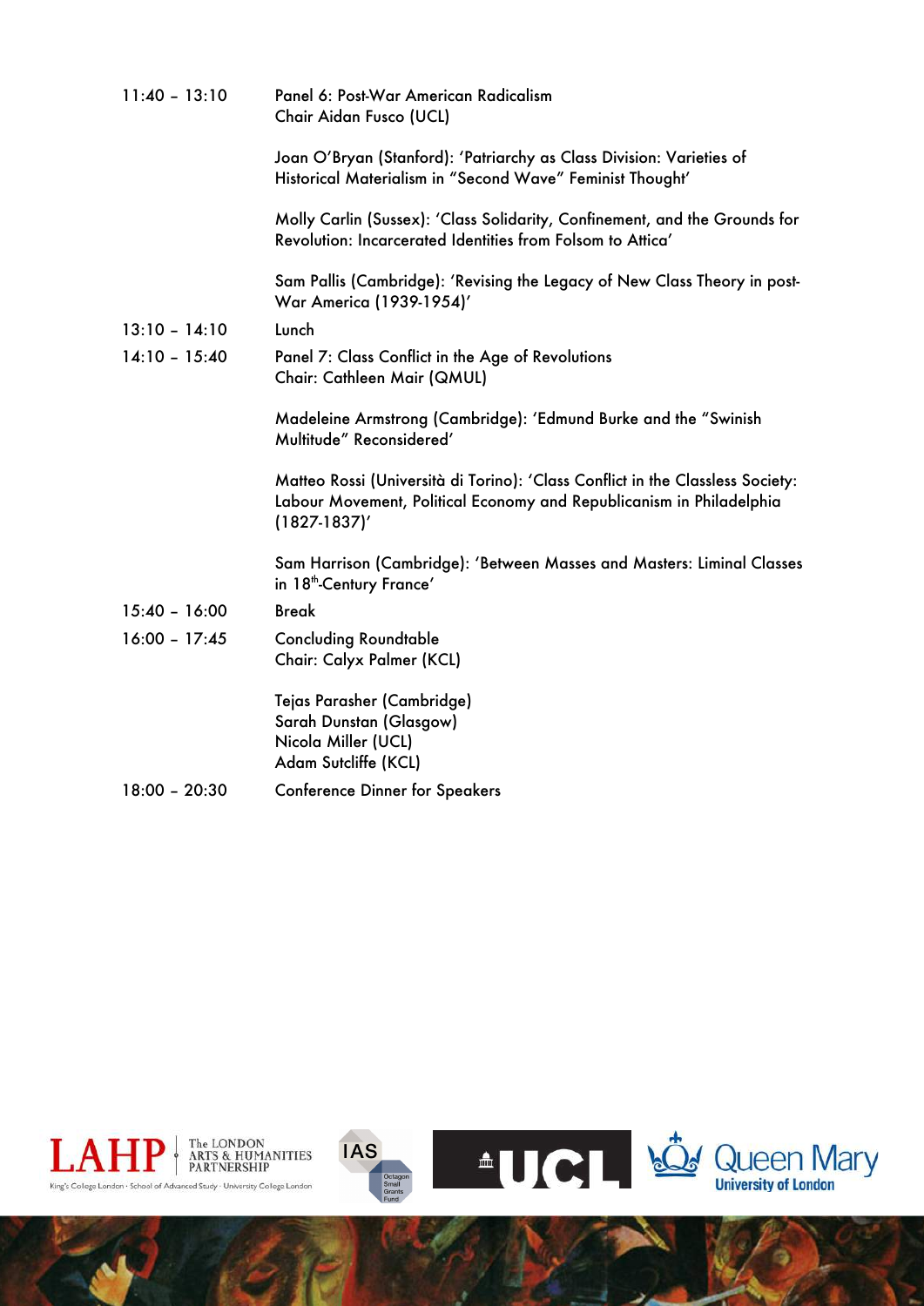| | |
|---|---|
| 11:40 – 13:10 | Panel 6: Post-War American Radicalism<br>Chair Aidan Fusco (UCL) |
| | Joan O'Bryan (Stanford): 'Patriarchy as Class Division: Varieties of Historical Materialism in "Second Wave" Feminist Thought' |
| | Molly Carlin (Sussex): 'Class Solidarity, Confinement, and the Grounds for Revolution: Incarcerated Identities from Folsom to Attica' |
| | Sam Pallis (Cambridge): 'Revising the Legacy of New Class Theory in post-War America (1939-1954)' |
| 13:10 – 14:10 | Lunch |
| 14:10 – 15:40 | Panel 7: Class Conflict in the Age of Revolutions<br>Chair: Cathleen Mair (QMUL) |
| | Madeleine Armstrong (Cambridge): 'Edmund Burke and the "Swinish Multitude" Reconsidered' |
| | Matteo Rossi (Università di Torino): 'Class Conflict in the Classless Society: Labour Movement, Political Economy and Republicanism in Philadelphia (1827-1837)' |
| | Sam Harrison (Cambridge): 'Between Masses and Masters: Liminal Classes in 18th-Century France' |
| 15:40 – 16:00 | Break |
| 16:00 – 17:45 | Concluding Roundtable<br>Chair: Calyx Palmer (KCL) |
| | Tejas Parasher (Cambridge)<br>Sarah Dunstan (Glasgow)<br>Nicola Miller (UCL)<br>Adam Sutcliffe (KCL) |
| 18:00 – 20:30 | Conference Dinner for Speakers |

LAHP The LONDON ARTS & HUMANITIES PARTNERSHIP
King's College London · School of Advanced Study · University College London

IAS Octagon Small Grants Fund

UCL

Queen Mary University of London